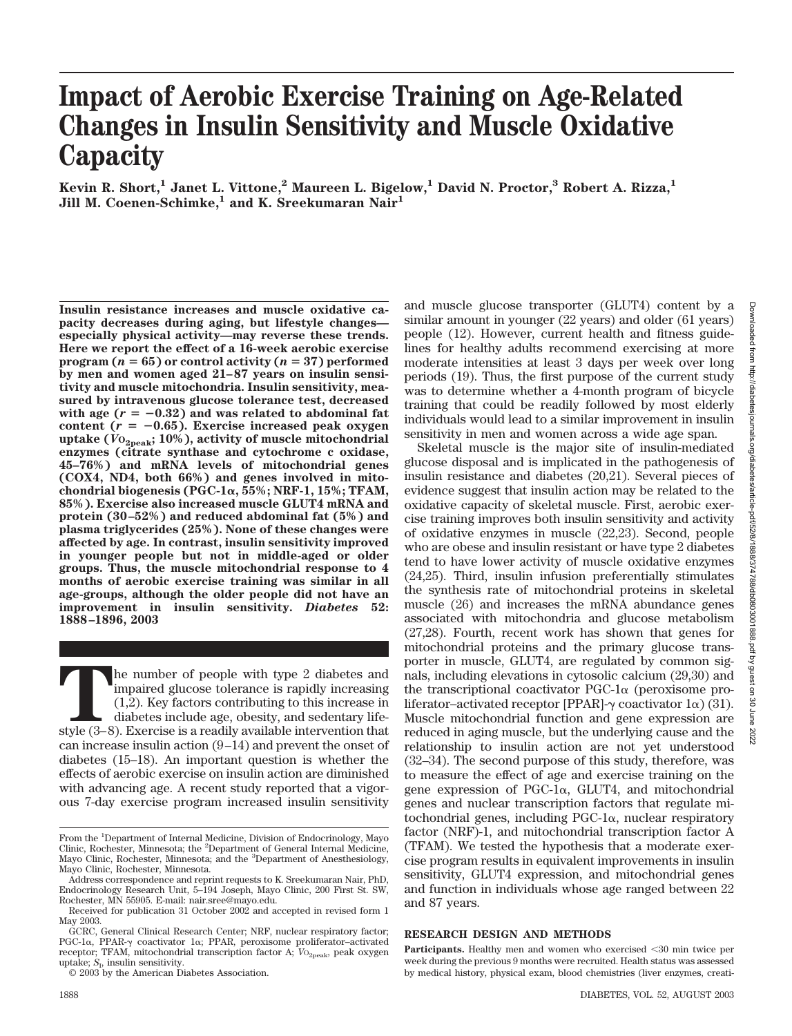# Impact of Aerobic Exercise Training on Age-Related Changes in Insulin Sensitivity and Muscle Oxidative Capacity

**Kevin R. Short,[1] Janet L. Vittone,[2] Maureen L. Bigelow,[1] David N. Proctor,[3] Robert A. Rizza,[1] Jill M. Coenen-Schimke,[1] and K. Sreekumaran Nair[1]**

**Insulin resistance increases and muscle oxidative capacity decreases during aging, but lifestyle changes—especially physical activity—may reverse these trends. Here we report the effect of a 16-week aerobic exercise program ($n$ = 65) or control activity ($n$ = 37) performed by men and women aged 21–87 years on insulin sensitivity and muscle mitochondria. Insulin sensitivity, measured by intravenous glucose tolerance test, decreased with age ($r$ = −0.32) and was related to abdominal fat content ($r$ = −0.65). Exercise increased peak oxygen uptake ($\dot{V}O_{2peak}$; 10%), activity of muscle mitochondrial enzymes (citrate synthase and cytochrome c oxidase, 45–76%) and mRNA levels of mitochondrial genes (COX4, ND4, both 66%) and genes involved in mitochondrial biogenesis (PGC-1α, 55%; NRF-1, 15%; TFAM, 85%). Exercise also increased muscle GLUT4 mRNA and protein (30–52%) and reduced abdominal fat (5%) and plasma triglycerides (25%). None of these changes were affected by age. In contrast, insulin sensitivity improved in younger people but not in middle-aged or older groups. Thus, the muscle mitochondrial response to 4 months of aerobic exercise training was similar in all age-groups, although the older people did not have an improvement in insulin sensitivity. *Diabetes* 52: 1888–1896, 2003**

The number of people with type 2 diabetes and impaired glucose tolerance is rapidly increasing (1,2). Key factors contributing to this increase in diabetes include age, obesity, and sedentary lifestyle (3–8). Exercise is a readily available intervention that can increase insulin action (9–14) and prevent the onset of diabetes (15–18). An important question is whether the effects of aerobic exercise on insulin action are diminished with advancing age. A recent study reported that a vigorous 7-day exercise program increased insulin sensitivity and muscle glucose transporter (GLUT4) content by a similar amount in younger (22 years) and older (61 years) people (12). However, current health and fitness guidelines for healthy adults recommend exercising at more moderate intensities at least 3 days per week over long periods (19). Thus, the first purpose of the current study was to determine whether a 4-month program of bicycle training that could be readily followed by most elderly individuals would lead to a similar improvement in insulin sensitivity in men and women across a wide age span.

Skeletal muscle is the major site of insulin-mediated glucose disposal and is implicated in the pathogenesis of insulin resistance and diabetes (20,21). Several pieces of evidence suggest that insulin action may be related to the oxidative capacity of skeletal muscle. First, aerobic exercise training improves both insulin sensitivity and activity of oxidative enzymes in muscle (22,23). Second, people who are obese and insulin resistant or have type 2 diabetes tend to have lower activity of muscle oxidative enzymes (24,25). Third, insulin infusion preferentially stimulates the synthesis rate of mitochondrial proteins in skeletal muscle (26) and increases the mRNA abundance genes associated with mitochondria and glucose metabolism (27,28). Fourth, recent work has shown that genes for mitochondrial proteins and the primary glucose transporter in muscle, GLUT4, are regulated by common signals, including elevations in cytosolic calcium (29,30) and the transcriptional coactivator PGC-1α (peroxisome proliferator–activated receptor [PPAR]-γ coactivator 1α) (31). Muscle mitochondrial function and gene expression are reduced in aging muscle, but the underlying cause and the relationship to insulin action are not yet understood (32–34). The second purpose of this study, therefore, was to measure the effect of age and exercise training on the gene expression of PGC-1α, GLUT4, and mitochondrial genes and nuclear transcription factors that regulate mitochondrial genes, including PGC-1α, nuclear respiratory factor (NRF)-1, and mitochondrial transcription factor A (TFAM). We tested the hypothesis that a moderate exercise program results in equivalent improvements in insulin sensitivity, GLUT4 expression, and mitochondrial genes and function in individuals whose age ranged between 22 and 87 years.

## RESEARCH DESIGN AND METHODS

**Participants.** Healthy men and women who exercised <30 min twice per week during the previous 9 months were recruited. Health status was assessed by medical history, physical exam, blood chemistries (liver enzymes, creati-

From the [1]Department of Internal Medicine, Division of Endocrinology, Mayo Clinic, Rochester, Minnesota; the [2]Department of General Internal Medicine, Mayo Clinic, Rochester, Minnesota; and the [3]Department of Anesthesiology, Mayo Clinic, Rochester, Minnesota.

Address correspondence and reprint requests to K. Sreekumaran Nair, PhD, Endocrinology Research Unit, 5–194 Joseph, Mayo Clinic, 200 First St. SW, Rochester, MN 55905. E-mail: nair.sree@mayo.edu.

Received for publication 31 October 2002 and accepted in revised form 1 May 2003.

GCRC, General Clinical Research Center; NRF, nuclear respiratory factor; PGC-1α, PPAR-γ coactivator 1α; PPAR, peroxisome proliferator–activated receptor; TFAM, mitochondrial transcription factor A; $\dot{V}O_{2peak}$, peak oxygen uptake; $S_I$, insulin sensitivity.

© 2003 by the American Diabetes Association.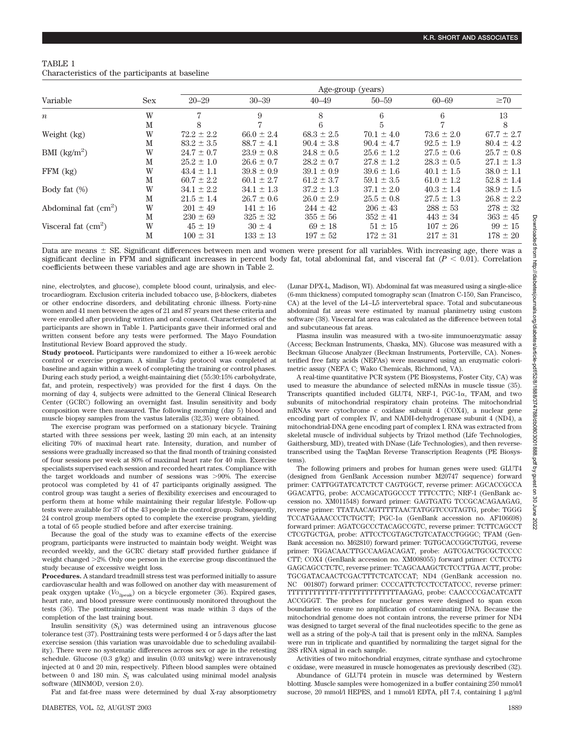TABLE 1
Characteristics of the participants at baseline

| Variable | Sex | Age-group (years) | | | | | |
|---|---|---|---|---|---|---|---|
| | | 20–29 | 30–39 | 40–49 | 50–59 | 60–69 | ≥70 |
| $n$ | W | 7 | 9 | 8 | 6 | 6 | 13 |
| | M | 8 | 7 | 6 | 5 | 7 | 8 |
| Weight (kg) | W | 72.2 ± 2.2 | 66.0 ± 2.4 | 68.3 ± 2.5 | 70.1 ± 4.0 | 73.6 ± 2.0 | 67.7 ± 2.7 |
| | M | 83.2 ± 3.5 | 88.7 ± 4.1 | 90.4 ± 3.8 | 90.4 ± 4.7 | 92.5 ± 1.9 | 80.4 ± 4.2 |
| BMI (kg/m$^2$) | W | 24.7 ± 0.7 | 23.9 ± 0.8 | 24.8 ± 0.5 | 25.6 ± 1.2 | 27.5 ± 0.6 | 25.7 ± 0.8 |
| | M | 25.2 ± 1.0 | 26.6 ± 0.7 | 28.2 ± 0.7 | 27.8 ± 1.2 | 28.3 ± 0.5 | 27.1 ± 1.3 |
| FFM (kg) | W | 43.4 ± 1.1 | 39.8 ± 0.9 | 39.1 ± 0.9 | 39.6 ± 1.6 | 40.1 ± 1.5 | 38.0 ± 1.1 |
| | M | 60.7 ± 2.2 | 60.1 ± 2.7 | 61.2 ± 3.7 | 59.1 ± 3.5 | 61.0 ± 1.2 | 52.8 ± 1.4 |
| Body fat (%) | W | 34.1 ± 2.2 | 34.1 ± 1.3 | 37.2 ± 1.3 | 37.1 ± 2.0 | 40.3 ± 1.4 | 38.9 ± 1.5 |
| | M | 21.5 ± 1.4 | 26.7 ± 0.6 | 26.0 ± 2.9 | 25.5 ± 0.8 | 27.5 ± 1.3 | 26.8 ± 2.2 |
| Abdominal fat (cm$^2$) | W | 201 ± 49 | 141 ± 16 | 244 ± 42 | 206 ± 43 | 288 ± 53 | 278 ± 32 |
| | M | 230 ± 69 | 325 ± 32 | 355 ± 56 | 352 ± 41 | 443 ± 34 | 363 ± 45 |
| Visceral fat (cm$^2$) | W | 45 ± 19 | 30 ± 4 | 69 ± 18 | 51 ± 15 | 107 ± 26 | 99 ± 15 |
| | M | 100 ± 31 | 133 ± 13 | 197 ± 52 | 172 ± 31 | 217 ± 31 | 178 ± 20 |

Data are means ± SE. Significant differences between men and women were present for all variables. With increasing age, there was a significant decline in FFM and significant increases in percent body fat, total abdominal fat, and visceral fat ($P < 0.01$). Correlation coefficients between these variables and age are shown in Table 2.

nine, electrolytes, and glucose), complete blood count, urinalysis, and electrocardiogram. Exclusion criteria included tobacco use, β-blockers, diabetes or other endocrine disorders, and debilitating chronic illness. Forty-nine women and 41 men between the ages of 21 and 87 years met these criteria and were enrolled after providing written and oral consent. Characteristics of the participants are shown in Table 1. Participants gave their informed oral and written consent before any tests were performed. The Mayo Foundation Institutional Review Board approved the study.

**Study protocol.** Participants were randomized to either a 16-week aerobic control or exercise program. A similar 5-day protocol was completed at baseline and again within a week of completing the training or control phases. During each study period, a weight-maintaining diet (55:30:15% carbohydrate, fat, and protein, respectively) was provided for the first 4 days. On the morning of day 4, subjects were admitted to the General Clinical Research Center (GCRC) following an overnight fast. Insulin sensitivity and body composition were then measured. The following morning (day 5) blood and muscle biopsy samples from the vastus lateralis (32,35) were obtained.

The exercise program was performed on a stationary bicycle. Training started with three sessions per week, lasting 20 min each, at an intensity eliciting 70% of maximal heart rate. Intensity, duration, and number of sessions were gradually increased so that the final month of training consisted of four sessions per week at 80% of maximal heart rate for 40 min. Exercise specialists supervised each session and recorded heart rates. Compliance with the target workloads and number of sessions was >90%. The exercise protocol was completed by 41 of 47 participants originally assigned. The control group was taught a series of flexibility exercises and encouraged to perform them at home while maintaining their regular lifestyle. Follow-up tests were available for 37 of the 43 people in the control group. Subsequently, 24 control group members opted to complete the exercise program, yielding a total of 65 people studied before and after exercise training.

Because the goal of the study was to examine effects of the exercise program, participants were instructed to maintain body weight. Weight was recorded weekly, and the GCRC dietary staff provided further guidance if weight changed >2%. Only one person in the exercise group discontinued the study because of excessive weight loss.

**Procedures.** A standard treadmill stress test was performed initially to assure cardiovascular health and was followed on another day with measurement of peak oxygen uptake ($\dot{V}o_{2peak}$) on a bicycle ergometer (36). Expired gases, heart rate, and blood pressure were continuously monitored throughout the tests (36). The posttraining assessment was made within 3 days of the completion of the last training bout.

Insulin sensitivity ($S_I$) was determined using an intravenous glucose tolerance test (37). Posttraining tests were performed 4 or 5 days after the last exercise session (this variation was unavoidable due to scheduling availability). There were no systematic differences across sex or age in the retesting schedule. Glucose (0.3 g/kg) and insulin (0.03 units/kg) were intravenously injected at 0 and 20 min, respectively. Fifteen blood samples were obtained between 0 and 180 min. $S_I$ was calculated using minimal model analysis software (MINMOD, version 2.0).

Fat and fat-free mass were determined by dual X-ray absorptiometry (Lunar DPX-L, Madison, WI). Abdominal fat was measured using a single-slice (6-mm thickness) computed tomography scan (Imatron C-150, San Francisco, CA) at the level of the L4–L5 intervertebral space. Total and subcutaneous abdominal fat areas were estimated by manual planimetry using custom software (38). Visceral fat area was calculated as the difference between total and subcutaneous fat areas.

Plasma insulin was measured with a two-site immunoenzymatic assay (Access; Beckman Instruments, Chaska, MN). Glucose was measured with a Beckman Glucose Analyzer (Beckman Instruments, Porterville, CA). Nonesterified free fatty acids (NEFAs) were measured using an enzymatic colorimetric assay (NEFA C; Wako Chemicals, Richmond, VA).

A real-time quantitative PCR system (PE Biosystems, Foster City, CA) was used to measure the abundance of selected mRNAs in muscle tissue (35). Transcripts quantified included GLUT4, NRF-1, PGC-1α, TFAM, and two subunits of mitochondrial respiratory chain proteins. The mitochondrial mRNAs were cytochrome c oxidase subunit 4 (COX4), a nuclear gene encoding part of complex IV, and NADH-dehydrogenase subunit 4 (ND4), a mitochondrial-DNA gene encoding part of complex I. RNA was extracted from skeletal muscle of individual subjects by Trizol method (Life Technologies, Gaithersburg, MD), treated with DNase (Life Technologies), and then reverse-transcribed using the TaqMan Reverse Transcription Reagents (PE Biosystems).

The following primers and probes for human genes were used: GLUT4 (designed from GenBank Accession number M20747 sequence) forward primer: CATTGGTATCATCTCT CAGTGGCT, reverse primer: AGCACCGCCA GGACATTG, probe: ACCAGCATGGCCCT TTTCCTTC; NRF-1 (GenBank accession no. XM011548) forward primer: GAGTGATG TCCGCACAGAAGAG, reverse primer: TTATAACAGTTTTTAACTATGGTCCGTAGTG, probe: TGGG TCCATGAAACCCTCTGCTT; PGC-1α (GenBank accession no. AF106698) forward primer: AGATCGCCCTACAGCCGTC, reverse primer: TCTTCAGCCT CTCGTGCTGA, probe: ATTCCTCGTAGCTGTCATACCTGGGC; TFAM (GenBank accession no. M62810) forward primer: TGTGCACCGGCTGTGG, reverse primer: TGGACAACTTGCCAAGACAGAT, probe: AGTCGACTGCGCTCCCC CTT; COX4 (GenBank accession no. XM008055) forward primer: CCTCCTG GAGCAGCCTCTC, reverse primer: TCAGCAAAGCTCTCCTTGA ACTT, probe: TGCGATACAACTCGACTTTCTCATCCAT; ND4 (GenBank accession no. NC 001807) forward primer: CCCCATTCTCCTCCTATCCC, reverse primer: TTTTTTTTTTTT-TTTTTTTTTTTTTTAAGAG, probe: CAACCCCGACATCATT ACCGGGT. The probes for nuclear genes were designed to span exon boundaries to ensure no amplification of contaminating DNA. Because the mitochondrial genome does not contain introns, the reverse primer for ND4 was designed to target several of the final nucleotides specific to the gene as well as a string of the poly-A tail that is present only in the mRNA. Samples were run in triplicate and quantified by normalizing the target signal for the 28S rRNA signal in each sample.

Activities of two mitochondrial enzymes, citrate synthase and cytochrome c oxidase, were measured in muscle homogenates as previously described (32).

Abundance of GLUT4 protein in muscle was determined by Western blotting. Muscle samples were homogenized in a buffer containing 250 mmol/l sucrose, 20 mmol/l HEPES, and 1 mmol/l EDTA, pH 7.4, containing 1 μg/ml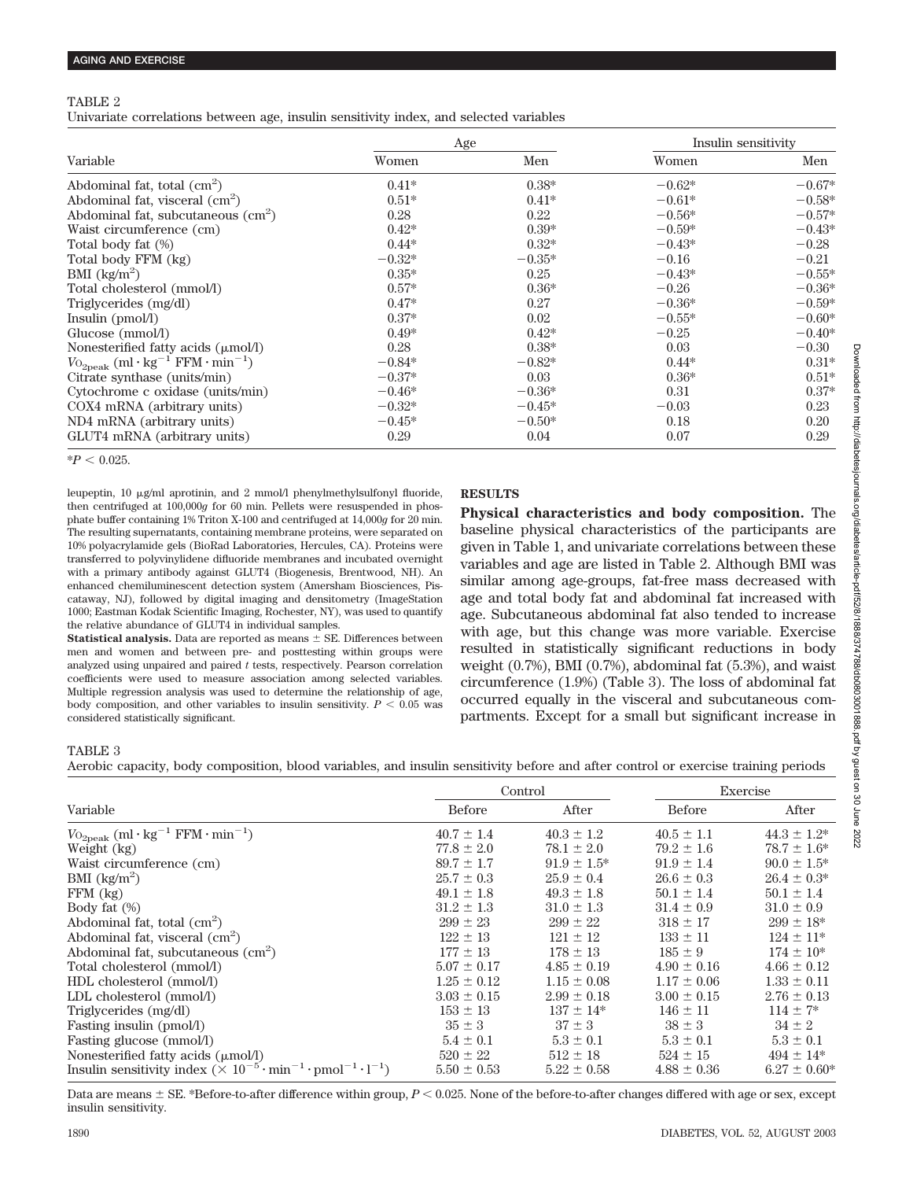TABLE 2

Univariate correlations between age, insulin sensitivity index, and selected variables

| Variable | Age | | Insulin sensitivity | |
|---|---|---|---|---|
| | Women | Men | Women | Men |
| Abdominal fat, total ($cm^2$) | 0.41* | 0.38* | −0.62* | −0.67* |
| Abdominal fat, visceral ($cm^2$) | 0.51* | 0.41* | −0.61* | −0.58* |
| Abdominal fat, subcutaneous ($cm^2$) | 0.28 | 0.22 | −0.56* | −0.57* |
| Waist circumference (cm) | 0.42* | 0.39* | −0.59* | −0.43* |
| Total body fat (%) | 0.44* | 0.32* | −0.43* | −0.28 |
| Total body FFM (kg) | −0.32* | −0.35* | −0.16 | −0.21 |
| BMI ($kg/m^2$) | 0.35* | 0.25 | −0.43* | −0.55* |
| Total cholesterol (mmol/l) | 0.57* | 0.36* | −0.26 | −0.36* |
| Triglycerides (mg/dl) | 0.47* | 0.27 | −0.36* | −0.59* |
| Insulin (pmol/l) | 0.37* | 0.02 | −0.55* | −0.60* |
| Glucose (mmol/l) | 0.49* | 0.42* | −0.25 | −0.40* |
| Nonesterified fatty acids (μmol/l) | 0.28 | 0.38* | 0.03 | −0.30 |
| $V\text{O}_{2\text{peak}}$ ($\text{ml} \cdot \text{kg}^{-1}\ \text{FFM} \cdot \text{min}^{-1}$) | −0.84* | −0.82* | 0.44* | 0.31* |
| Citrate synthase (units/min) | −0.37* | 0.03 | 0.36* | 0.51* |
| Cytochrome c oxidase (units/min) | −0.46* | −0.36* | 0.31 | 0.37* |
| COX4 mRNA (arbitrary units) | −0.32* | −0.45* | −0.03 | 0.23 |
| ND4 mRNA (arbitrary units) | −0.45* | −0.50* | 0.18 | 0.20 |
| GLUT4 mRNA (arbitrary units) | 0.29 | 0.04 | 0.07 | 0.29 |

*$P < 0.025$.

leupeptin, 10 μg/ml aprotinin, and 2 mmol/l phenylmethylsulfonyl fluoride, then centrifuged at 100,000*g* for 60 min. Pellets were resuspended in phosphate buffer containing 1% Triton X-100 and centrifuged at 14,000*g* for 20 min. The resulting supernatants, containing membrane proteins, were separated on 10% polyacrylamide gels (BioRad Laboratories, Hercules, CA). Proteins were transferred to polyvinylidene difluoride membranes and incubated overnight with a primary antibody against GLUT4 (Biogenesis, Brentwood, NH). An enhanced chemiluminescent detection system (Amersham Biosciences, Piscataway, NJ), followed by digital imaging and densitometry (ImageStation 1000; Eastman Kodak Scientific Imaging, Rochester, NY), was used to quantify the relative abundance of GLUT4 in individual samples.

**Statistical analysis.** Data are reported as means ± SE. Differences between men and women and between pre- and posttesting within groups were analyzed using unpaired and paired *t* tests, respectively. Pearson correlation coefficients were used to measure association among selected variables. Multiple regression analysis was used to determine the relationship of age, body composition, and other variables to insulin sensitivity. $P < 0.05$ was considered statistically significant.

## RESULTS

**Physical characteristics and body composition.** The baseline physical characteristics of the participants are given in Table 1, and univariate correlations between these variables and age are listed in Table 2. Although BMI was similar among age-groups, fat-free mass decreased with age and total body fat and abdominal fat increased with age. Subcutaneous abdominal fat also tended to increase with age, but this change was more variable. Exercise resulted in statistically significant reductions in body weight (0.7%), BMI (0.7%), abdominal fat (5.3%), and waist circumference (1.9%) (Table 3). The loss of abdominal fat occurred equally in the visceral and subcutaneous compartments. Except for a small but significant increase in

TABLE 3

Aerobic capacity, body composition, blood variables, and insulin sensitivity before and after control or exercise training periods

| Variable | Control | | Exercise | |
|---|---|---|---|---|
| | Before | After | Before | After |
| $V\text{O}_{2\text{peak}}$ ($\text{ml} \cdot \text{kg}^{-1}\ \text{FFM} \cdot \text{min}^{-1}$) | 40.7 ± 1.4 | 40.3 ± 1.2 | 40.5 ± 1.1 | 44.3 ± 1.2* |
| Weight (kg) | 77.8 ± 2.0 | 78.1 ± 2.0 | 79.2 ± 1.6 | 78.7 ± 1.6* |
| Waist circumference (cm) | 89.7 ± 1.7 | 91.9 ± 1.5* | 91.9 ± 1.4 | 90.0 ± 1.5* |
| BMI ($kg/m^2$) | 25.7 ± 0.3 | 25.9 ± 0.4 | 26.6 ± 0.3 | 26.4 ± 0.3* |
| FFM (kg) | 49.1 ± 1.8 | 49.3 ± 1.8 | 50.1 ± 1.4 | 50.1 ± 1.4 |
| Body fat (%) | 31.2 ± 1.3 | 31.0 ± 1.3 | 31.4 ± 0.9 | 31.0 ± 0.9 |
| Abdominal fat, total ($cm^2$) | 299 ± 23 | 299 ± 22 | 318 ± 17 | 299 ± 18* |
| Abdominal fat, visceral ($cm^2$) | 122 ± 13 | 121 ± 12 | 133 ± 11 | 124 ± 11* |
| Abdominal fat, subcutaneous ($cm^2$) | 177 ± 13 | 178 ± 13 | 185 ± 9 | 174 ± 10* |
| Total cholesterol (mmol/l) | 5.07 ± 0.17 | 4.85 ± 0.19 | 4.90 ± 0.16 | 4.66 ± 0.12 |
| HDL cholesterol (mmol/l) | 1.25 ± 0.12 | 1.15 ± 0.08 | 1.17 ± 0.06 | 1.33 ± 0.11 |
| LDL cholesterol (mmol/l) | 3.03 ± 0.15 | 2.99 ± 0.18 | 3.00 ± 0.15 | 2.76 ± 0.13 |
| Triglycerides (mg/dl) | 153 ± 13 | 137 ± 14* | 146 ± 11 | 114 ± 7* |
| Fasting insulin (pmol/l) | 35 ± 3 | 37 ± 3 | 38 ± 3 | 34 ± 2 |
| Fasting glucose (mmol/l) | 5.4 ± 0.1 | 5.3 ± 0.1 | 5.3 ± 0.1 | 5.3 ± 0.1 |
| Nonesterified fatty acids (μmol/l) | 520 ± 22 | 512 ± 18 | 524 ± 15 | 494 ± 14* |
| Insulin sensitivity index ($\times 10^{-5} \cdot \text{min}^{-1} \cdot \text{pmol}^{-1} \cdot \text{l}^{-1}$) | 5.50 ± 0.53 | 5.22 ± 0.58 | 4.88 ± 0.36 | 6.27 ± 0.60* |

Data are means ± SE. *Before-to-after difference within group, $P < 0.025$. None of the before-to-after changes differed with age or sex, except insulin sensitivity.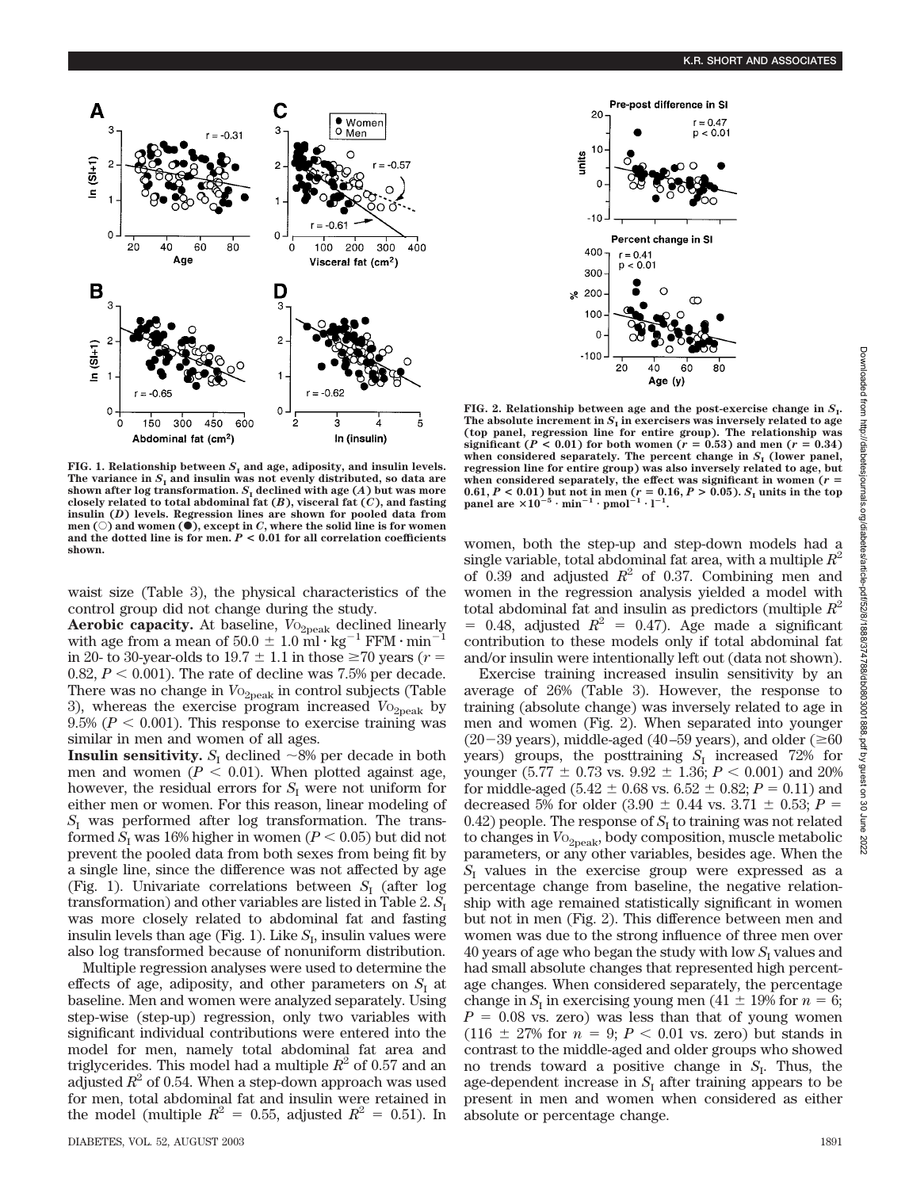FIG. 1. Relationship between $S_I$ and age, adiposity, and insulin levels. The variance in $S_I$ and insulin was not evenly distributed, so data are shown after log transformation. $S_I$ declined with age (*A*) but was more closely related to total abdominal fat (*B*), visceral fat (*C*), and fasting insulin (*D*) levels. Regression lines are shown for pooled data from men (○) and women (●), except in *C*, where the solid line is for women and the dotted line is for men. $P < 0.01$ for all correlation coefficients shown.

FIG. 2. Relationship between age and the post-exercise change in $S_I$. The absolute increment in $S_I$ in exercisers was inversely related to age (top panel, regression line for entire group). The relationship was significant ($P < 0.01$) for both women ($r = 0.53$) and men ($r = 0.34$) when considered separately. The percent change in $S_I$ (lower panel, regression line for entire group) was also inversely related to age, but when considered separately, the effect was significant in women ($r = 0.61$, $P < 0.01$) but not in men ($r = 0.16$, $P > 0.05$). $S_I$ units in the top panel are $\times 10^{-5} \cdot \min^{-1} \cdot \text{pmol}^{-1} \cdot l^{-1}$.

waist size (Table 3), the physical characteristics of the control group did not change during the study.

**Aerobic capacity.** At baseline, $\dot{V}O_{2peak}$ declined linearly with age from a mean of $50.0 \pm 1.0$ ml · kg$^{-1}$ FFM · min$^{-1}$ in 20- to 30-year-olds to $19.7 \pm 1.1$ in those ≥70 years ($r = 0.82$, $P < 0.001$). The rate of decline was 7.5% per decade. There was no change in $\dot{V}O_{2peak}$ in control subjects (Table 3), whereas the exercise program increased $\dot{V}O_{2peak}$ by 9.5% ($P < 0.001$). This response to exercise training was similar in men and women of all ages.

**Insulin sensitivity.** $S_I$ declined ~8% per decade in both men and women ($P < 0.01$). When plotted against age, however, the residual errors for $S_I$ were not uniform for either men or women. For this reason, linear modeling of $S_I$ was performed after log transformation. The transformed $S_I$ was 16% higher in women ($P < 0.05$) but did not prevent the pooled data from both sexes from being fit by a single line, since the difference was not affected by age (Fig. 1). Univariate correlations between $S_I$ (after log transformation) and other variables are listed in Table 2. $S_I$ was more closely related to abdominal fat and fasting insulin levels than age (Fig. 1). Like $S_I$, insulin values were also log transformed because of nonuniform distribution.

Multiple regression analyses were used to determine the effects of age, adiposity, and other parameters on $S_I$ at baseline. Men and women were analyzed separately. Using step-wise (step-up) regression, only two variables with significant individual contributions were entered into the model for men, namely total abdominal fat area and triglycerides. This model had a multiple $R^2$ of 0.57 and an adjusted $R^2$ of 0.54. When a step-down approach was used for men, total abdominal fat and insulin were retained in the model (multiple $R^2 = 0.55$, adjusted $R^2 = 0.51$). In women, both the step-up and step-down models had a single variable, total abdominal fat area, with a multiple $R^2$ of 0.39 and adjusted $R^2$ of 0.37. Combining men and women in the regression analysis yielded a model with total abdominal fat and insulin as predictors (multiple $R^2 = 0.48$, adjusted $R^2 = 0.47$). Age made a significant contribution to these models only if total abdominal fat and/or insulin were intentionally left out (data not shown).

Exercise training increased insulin sensitivity by an average of 26% (Table 3). However, the response to training (absolute change) was inversely related to age in men and women (Fig. 2). When separated into younger (20–39 years), middle-aged (40–59 years), and older (≥60 years) groups, the posttraining $S_I$ increased 72% for younger ($5.77 \pm 0.73$ vs. $9.92 \pm 1.36$; $P < 0.001$) and 20% for middle-aged ($5.42 \pm 0.68$ vs. $6.52 \pm 0.82$; $P = 0.11$) and decreased 5% for older ($3.90 \pm 0.44$ vs. $3.71 \pm 0.53$; $P = 0.42$) people. The response of $S_I$ to training was not related to changes in $\dot{V}O_{2peak}$, body composition, muscle metabolic parameters, or any other variables, besides age. When the $S_I$ values in the exercise group were expressed as a percentage change from baseline, the negative relationship with age remained statistically significant in women but not in men (Fig. 2). This difference between men and women was due to the strong influence of three men over 40 years of age who began the study with low $S_I$ values and had small absolute changes that represented high percentage changes. When considered separately, the percentage change in $S_I$ in exercising young men ($41 \pm 19\%$ for $n = 6$; $P = 0.08$ vs. zero) was less than that of young women ($116 \pm 27\%$ for $n = 9$; $P < 0.01$ vs. zero) but stands in contrast to the middle-aged and older groups who showed no trends toward a positive change in $S_I$. Thus, the age-dependent increase in $S_I$ after training appears to be present in men and women when considered as either absolute or percentage change.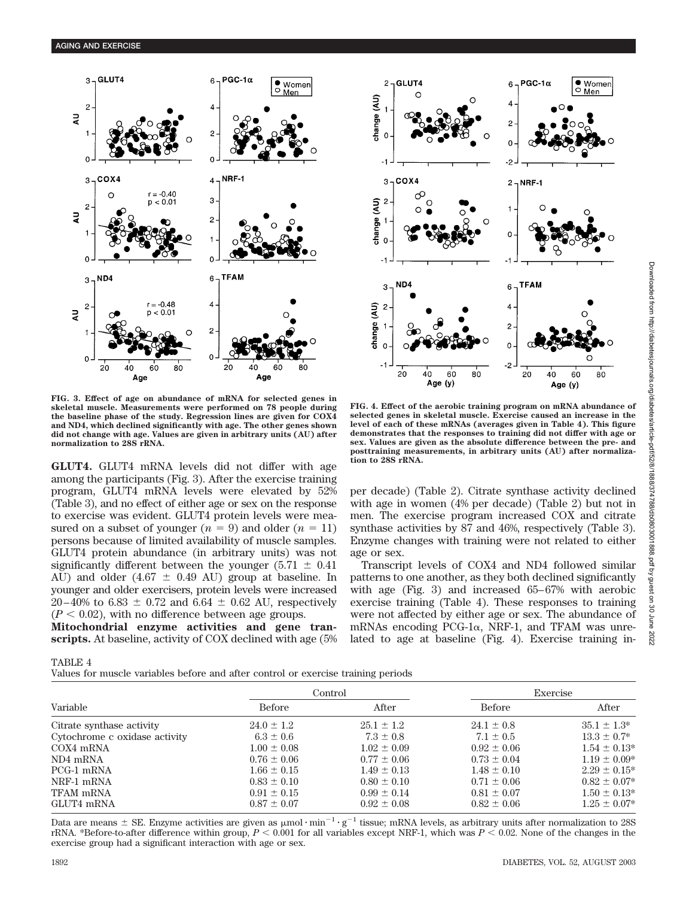FIG. 3. Effect of age on abundance of mRNA for selected genes in skeletal muscle. Measurements were performed on 78 people during the baseline phase of the study. Regression lines are given for COX4 and ND4, which declined significantly with age. The other genes shown did not change with age. Values are given in arbitrary units (AU) after normalization to 28S rRNA.

FIG. 4. Effect of the aerobic training program on mRNA abundance of selected genes in skeletal muscle. Exercise caused an increase in the level of each of these mRNAs (averages given in Table 4). This figure demonstrates that the responses to training did not differ with age or sex. Values are given as the absolute difference between the pre- and posttraining measurements, in arbitrary units (AU) after normalization to 28S rRNA.

**GLUT4.** GLUT4 mRNA levels did not differ with age among the participants (Fig. 3). After the exercise training program, GLUT4 mRNA levels were elevated by 52% (Table 3), and no effect of either age or sex on the response to exercise was evident. GLUT4 protein levels were measured on a subset of younger ($n = 9$) and older ($n = 11$) persons because of limited availability of muscle samples. GLUT4 protein abundance (in arbitrary units) was not significantly different between the younger (5.71 ± 0.41 AU) and older (4.67 ± 0.49 AU) group at baseline. In younger and older exercisers, protein levels were increased 20–40% to 6.83 ± 0.72 and 6.64 ± 0.62 AU, respectively ($P < 0.02$), with no difference between age groups.

**Mitochondrial enzyme activities and gene transcripts.** At baseline, activity of COX declined with age (5% per decade) (Table 2). Citrate synthase activity declined with age in women (4% per decade) (Table 2) but not in men. The exercise program increased COX and citrate synthase activities by 87 and 46%, respectively (Table 3). Enzyme changes with training were not related to either age or sex.

Transcript levels of COX4 and ND4 followed similar patterns to one another, as they both declined significantly with age (Fig. 3) and increased 65–67% with aerobic exercise training (Table 4). These responses to training were not affected by either age or sex. The abundance of mRNAs encoding PCG-1α, NRF-1, and TFAM was unrelated to age at baseline (Fig. 4). Exercise training in-

TABLE 4

Values for muscle variables before and after control or exercise training periods

| Variable | Control | | Exercise | |
|---|---|---|---|---|
| | Before | After | Before | After |
| Citrate synthase activity | 24.0 ± 1.2 | 25.1 ± 1.2 | 24.1 ± 0.8 | 35.1 ± 1.3* |
| Cytochrome c oxidase activity | 6.3 ± 0.6 | 7.3 ± 0.8 | 7.1 ± 0.5 | 13.3 ± 0.7* |
| COX4 mRNA | 1.00 ± 0.08 | 1.02 ± 0.09 | 0.92 ± 0.06 | 1.54 ± 0.13* |
| ND4 mRNA | 0.76 ± 0.06 | 0.77 ± 0.06 | 0.73 ± 0.04 | 1.19 ± 0.09* |
| PCG-1 mRNA | 1.66 ± 0.15 | 1.49 ± 0.13 | 1.48 ± 0.10 | 2.29 ± 0.15* |
| NRF-1 mRNA | 0.83 ± 0.10 | 0.80 ± 0.10 | 0.71 ± 0.06 | 0.82 ± 0.07* |
| TFAM mRNA | 0.91 ± 0.15 | 0.99 ± 0.14 | 0.81 ± 0.07 | 1.50 ± 0.13* |
| GLUT4 mRNA | 0.87 ± 0.07 | 0.92 ± 0.08 | 0.82 ± 0.06 | 1.25 ± 0.07* |

Data are means ± SE. Enzyme activities are given as $\mu mol \cdot min^{-1} \cdot g^{-1}$ tissue; mRNA levels, as arbitrary units after normalization to 28S rRNA. *Before-to-after difference within group, $P < 0.001$ for all variables except NRF-1, which was $P < 0.02$. None of the changes in the exercise group had a significant interaction with age or sex.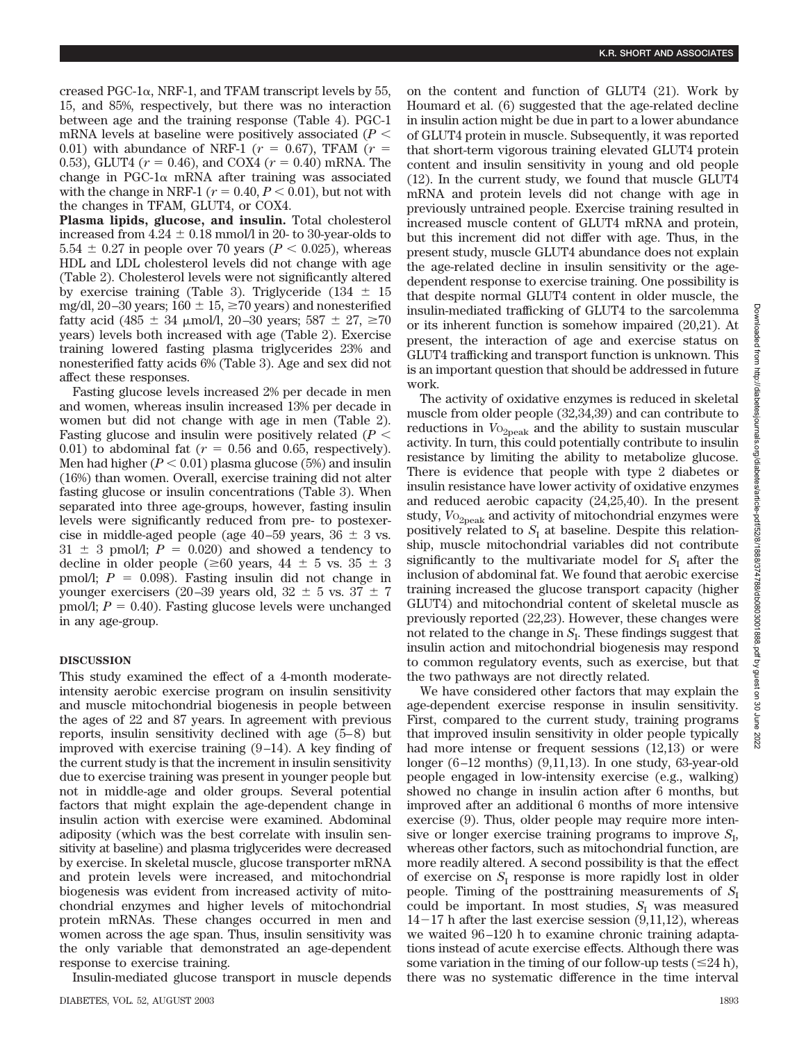creased PGC-1α, NRF-1, and TFAM transcript levels by 55, 15, and 85%, respectively, but there was no interaction between age and the training response (Table 4). PGC-1 mRNA levels at baseline were positively associated ($P < 0.01$) with abundance of NRF-1 ($r = 0.67$), TFAM ($r = 0.53$), GLUT4 ($r = 0.46$), and COX4 ($r = 0.40$) mRNA. The change in PGC-1α mRNA after training was associated with the change in NRF-1 ($r = 0.40$, $P < 0.01$), but not with the changes in TFAM, GLUT4, or COX4.

**Plasma lipids, glucose, and insulin.** Total cholesterol increased from 4.24 ± 0.18 mmol/l in 20- to 30-year-olds to 5.54 ± 0.27 in people over 70 years ($P < 0.025$), whereas HDL and LDL cholesterol levels did not change with age (Table 2). Cholesterol levels were not significantly altered by exercise training (Table 3). Triglyceride (134 ± 15 mg/dl, 20–30 years; 160 ± 15, ≥70 years) and nonesterified fatty acid (485 ± 34 μmol/l, 20–30 years; 587 ± 27, ≥70 years) levels both increased with age (Table 2). Exercise training lowered fasting plasma triglycerides 23% and nonesterified fatty acids 6% (Table 3). Age and sex did not affect these responses.

Fasting glucose levels increased 2% per decade in men and women, whereas insulin increased 13% per decade in women but did not change with age in men (Table 2). Fasting glucose and insulin were positively related ($P < 0.01$) to abdominal fat ($r = 0.56$ and 0.65, respectively). Men had higher ($P < 0.01$) plasma glucose (5%) and insulin (16%) than women. Overall, exercise training did not alter fasting glucose or insulin concentrations (Table 3). When separated into three age-groups, however, fasting insulin levels were significantly reduced from pre- to postexercise in middle-aged people (age 40–59 years, 36 ± 3 vs. 31 ± 3 pmol/l; $P = 0.020$) and showed a tendency to decline in older people (≥60 years, 44 ± 5 vs. 35 ± 3 pmol/l; $P = 0.098$). Fasting insulin did not change in younger exercisers (20–39 years old, 32 ± 5 vs. 37 ± 7 pmol/l; $P = 0.40$). Fasting glucose levels were unchanged in any age-group.

## DISCUSSION

This study examined the effect of a 4-month moderate-intensity aerobic exercise program on insulin sensitivity and muscle mitochondrial biogenesis in people between the ages of 22 and 87 years. In agreement with previous reports, insulin sensitivity declined with age (5–8) but improved with exercise training (9–14). A key finding of the current study is that the increment in insulin sensitivity due to exercise training was present in younger people but not in middle-age and older groups. Several potential factors that might explain the age-dependent change in insulin action with exercise were examined. Abdominal adiposity (which was the best correlate with insulin sensitivity at baseline) and plasma triglycerides were decreased by exercise. In skeletal muscle, glucose transporter mRNA and protein levels were increased, and mitochondrial biogenesis was evident from increased activity of mitochondrial enzymes and higher levels of mitochondrial protein mRNAs. These changes occurred in men and women across the age span. Thus, insulin sensitivity was the only variable that demonstrated an age-dependent response to exercise training.

Insulin-mediated glucose transport in muscle depends on the content and function of GLUT4 (21). Work by Houmard et al. (6) suggested that the age-related decline in insulin action might be due in part to a lower abundance of GLUT4 protein in muscle. Subsequently, it was reported that short-term vigorous training elevated GLUT4 protein content and insulin sensitivity in young and old people (12). In the current study, we found that muscle GLUT4 mRNA and protein levels did not change with age in previously untrained people. Exercise training resulted in increased muscle content of GLUT4 mRNA and protein, but this increment did not differ with age. Thus, in the present study, muscle GLUT4 abundance does not explain the age-related decline in insulin sensitivity or the age-dependent response to exercise training. One possibility is that despite normal GLUT4 content in older muscle, the insulin-mediated trafficking of GLUT4 to the sarcolemma or its inherent function is somehow impaired (20,21). At present, the interaction of age and exercise status on GLUT4 trafficking and transport function is unknown. This is an important question that should be addressed in future work.

The activity of oxidative enzymes is reduced in skeletal muscle from older people (32,34,39) and can contribute to reductions in $V_{O_{2peak}}$ and the ability to sustain muscular activity. In turn, this could potentially contribute to insulin resistance by limiting the ability to metabolize glucose. There is evidence that people with type 2 diabetes or insulin resistance have lower activity of oxidative enzymes and reduced aerobic capacity (24,25,40). In the present study, $V_{O_{2peak}}$ and activity of mitochondrial enzymes were positively related to $S_I$ at baseline. Despite this relationship, muscle mitochondrial variables did not contribute significantly to the multivariate model for $S_I$ after the inclusion of abdominal fat. We found that aerobic exercise training increased the glucose transport capacity (higher GLUT4) and mitochondrial content of skeletal muscle as previously reported (22,23). However, these changes were not related to the change in $S_I$. These findings suggest that insulin action and mitochondrial biogenesis may respond to common regulatory events, such as exercise, but that the two pathways are not directly related.

We have considered other factors that may explain the age-dependent exercise response in insulin sensitivity. First, compared to the current study, training programs that improved insulin sensitivity in older people typically had more intense or frequent sessions (12,13) or were longer (6–12 months) (9,11,13). In one study, 63-year-old people engaged in low-intensity exercise (e.g., walking) showed no change in insulin action after 6 months, but improved after an additional 6 months of more intensive exercise (9). Thus, older people may require more intensive or longer exercise training programs to improve $S_I$, whereas other factors, such as mitochondrial function, are more readily altered. A second possibility is that the effect of exercise on $S_I$ response is more rapidly lost in older people. Timing of the posttraining measurements of $S_I$ could be important. In most studies, $S_I$ was measured 14–17 h after the last exercise session (9,11,12), whereas we waited 96–120 h to examine chronic training adaptations instead of acute exercise effects. Although there was some variation in the timing of our follow-up tests (≤24 h), there was no systematic difference in the time interval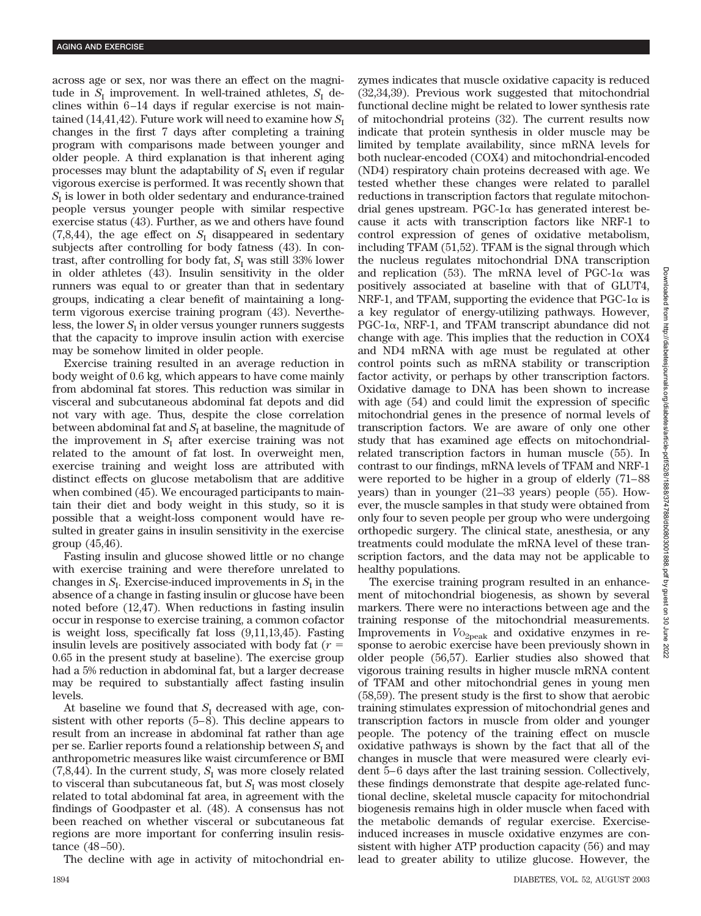across age or sex, nor was there an effect on the magnitude in $S_I$ improvement. In well-trained athletes, $S_I$ declines within 6–14 days if regular exercise is not maintained (14,41,42). Future work will need to examine how $S_I$ changes in the first 7 days after completing a training program with comparisons made between younger and older people. A third explanation is that inherent aging processes may blunt the adaptability of $S_I$ even if regular vigorous exercise is performed. It was recently shown that $S_I$ is lower in both older sedentary and endurance-trained people versus younger people with similar respective exercise status (43). Further, as we and others have found (7,8,44), the age effect on $S_I$ disappeared in sedentary subjects after controlling for body fatness (43). In contrast, after controlling for body fat, $S_I$ was still 33% lower in older athletes (43). Insulin sensitivity in the older runners was equal to or greater than that in sedentary groups, indicating a clear benefit of maintaining a long-term vigorous exercise training program (43). Nevertheless, the lower $S_I$ in older versus younger runners suggests that the capacity to improve insulin action with exercise may be somehow limited in older people.

Exercise training resulted in an average reduction in body weight of 0.6 kg, which appears to have come mainly from abdominal fat stores. This reduction was similar in visceral and subcutaneous abdominal fat depots and did not vary with age. Thus, despite the close correlation between abdominal fat and $S_I$ at baseline, the magnitude of the improvement in $S_I$ after exercise training was not related to the amount of fat lost. In overweight men, exercise training and weight loss are attributed with distinct effects on glucose metabolism that are additive when combined (45). We encouraged participants to maintain their diet and body weight in this study, so it is possible that a weight-loss component would have resulted in greater gains in insulin sensitivity in the exercise group (45,46).

Fasting insulin and glucose showed little or no change with exercise training and were therefore unrelated to changes in $S_I$. Exercise-induced improvements in $S_I$ in the absence of a change in fasting insulin or glucose have been noted before (12,47). When reductions in fasting insulin occur in response to exercise training, a common cofactor is weight loss, specifically fat loss (9,11,13,45). Fasting insulin levels are positively associated with body fat ($r = 0.65$ in the present study at baseline). The exercise group had a 5% reduction in abdominal fat, but a larger decrease may be required to substantially affect fasting insulin levels.

At baseline we found that $S_I$ decreased with age, consistent with other reports (5–8). This decline appears to result from an increase in abdominal fat rather than age per se. Earlier reports found a relationship between $S_I$ and anthropometric measures like waist circumference or BMI (7,8,44). In the current study, $S_I$ was more closely related to visceral than subcutaneous fat, but $S_I$ was most closely related to total abdominal fat area, in agreement with the findings of Goodpaster et al. (48). A consensus has not been reached on whether visceral or subcutaneous fat regions are more important for conferring insulin resistance (48–50).

The decline with age in activity of mitochondrial enzymes indicates that muscle oxidative capacity is reduced (32,34,39). Previous work suggested that mitochondrial functional decline might be related to lower synthesis rate of mitochondrial proteins (32). The current results now indicate that protein synthesis in older muscle may be limited by template availability, since mRNA levels for both nuclear-encoded (COX4) and mitochondrial-encoded (ND4) respiratory chain proteins decreased with age. We tested whether these changes were related to parallel reductions in transcription factors that regulate mitochondrial genes upstream. PGC-1α has generated interest because it acts with transcription factors like NRF-1 to control expression of genes of oxidative metabolism, including TFAM (51,52). TFAM is the signal through which the nucleus regulates mitochondrial DNA transcription and replication (53). The mRNA level of PGC-1α was positively associated at baseline with that of GLUT4, NRF-1, and TFAM, supporting the evidence that PGC-1α is a key regulator of energy-utilizing pathways. However, PGC-1α, NRF-1, and TFAM transcript abundance did not change with age. This implies that the reduction in COX4 and ND4 mRNA with age must be regulated at other control points such as mRNA stability or transcription factor activity, or perhaps by other transcription factors. Oxidative damage to DNA has been shown to increase with age (54) and could limit the expression of specific mitochondrial genes in the presence of normal levels of transcription factors. We are aware of only one other study that has examined age effects on mitochondrial-related transcription factors in human muscle (55). In contrast to our findings, mRNA levels of TFAM and NRF-1 were reported to be higher in a group of elderly (71–88 years) than in younger (21–33 years) people (55). However, the muscle samples in that study were obtained from only four to seven people per group who were undergoing orthopedic surgery. The clinical state, anesthesia, or any treatments could modulate the mRNA level of these transcription factors, and the data may not be applicable to healthy populations.

The exercise training program resulted in an enhancement of mitochondrial biogenesis, as shown by several markers. There were no interactions between age and the training response of the mitochondrial measurements. Improvements in $\dot{V}O_{2peak}$ and oxidative enzymes in response to aerobic exercise have been previously shown in older people (56,57). Earlier studies also showed that vigorous training results in higher muscle mRNA content of TFAM and other mitochondrial genes in young men (58,59). The present study is the first to show that aerobic training stimulates expression of mitochondrial genes and transcription factors in muscle from older and younger people. The potency of the training effect on muscle oxidative pathways is shown by the fact that all of the changes in muscle that were measured were clearly evident 5–6 days after the last training session. Collectively, these findings demonstrate that despite age-related functional decline, skeletal muscle capacity for mitochondrial biogenesis remains high in older muscle when faced with the metabolic demands of regular exercise. Exercise-induced increases in muscle oxidative enzymes are consistent with higher ATP production capacity (56) and may lead to greater ability to utilize glucose. However, the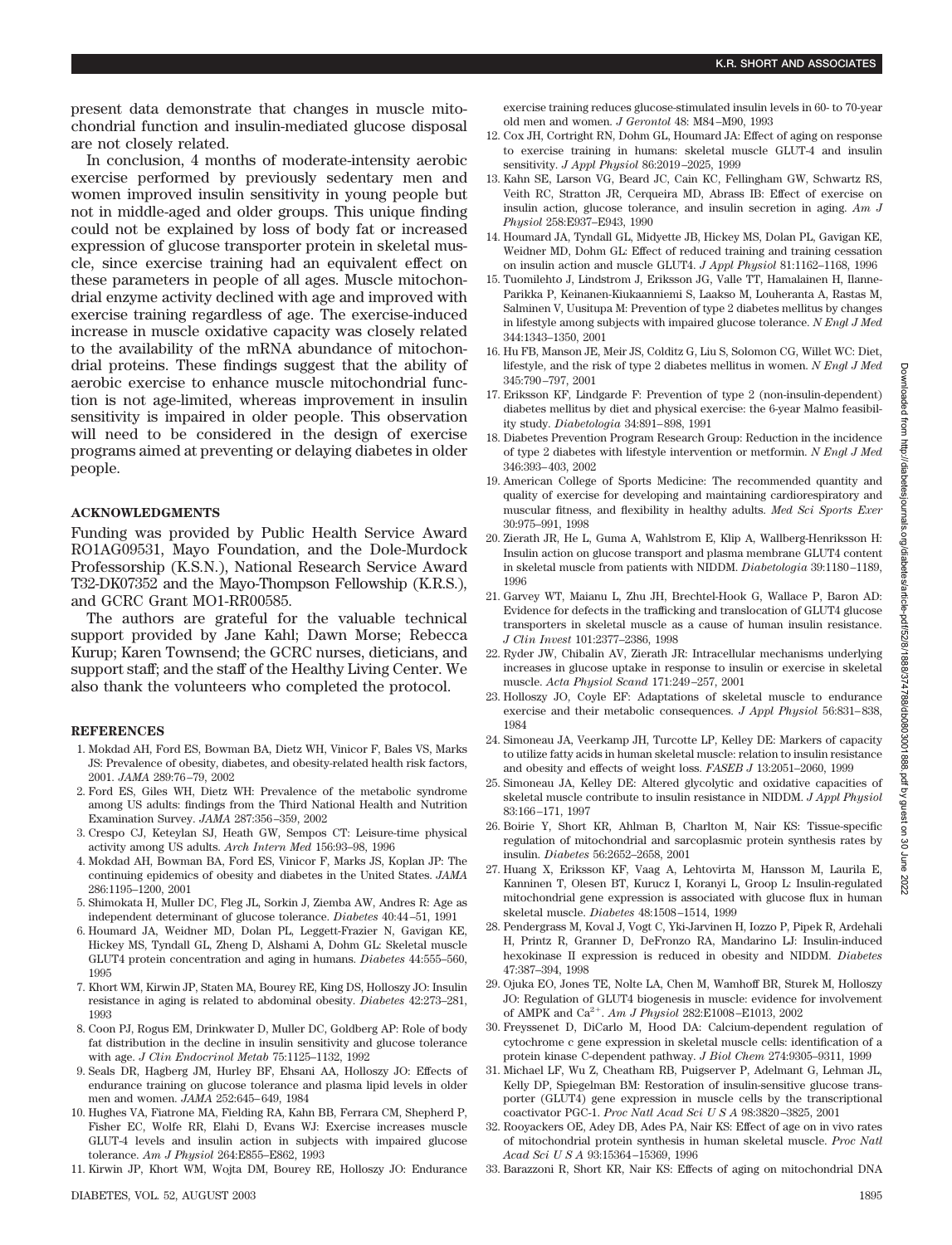present data demonstrate that changes in muscle mitochondrial function and insulin-mediated glucose disposal are not closely related.

In conclusion, 4 months of moderate-intensity aerobic exercise performed by previously sedentary men and women improved insulin sensitivity in young people but not in middle-aged and older groups. This unique finding could not be explained by loss of body fat or increased expression of glucose transporter protein in skeletal muscle, since exercise training had an equivalent effect on these parameters in people of all ages. Muscle mitochondrial enzyme activity declined with age and improved with exercise training regardless of age. The exercise-induced increase in muscle oxidative capacity was closely related to the availability of the mRNA abundance of mitochondrial proteins. These findings suggest that the ability of aerobic exercise to enhance muscle mitochondrial function is not age-limited, whereas improvement in insulin sensitivity is impaired in older people. This observation will need to be considered in the design of exercise programs aimed at preventing or delaying diabetes in older people.

## ACKNOWLEDGMENTS

Funding was provided by Public Health Service Award RO1AG09531, Mayo Foundation, and the Dole-Murdock Professorship (K.S.N.), National Research Service Award T32-DK07352 and the Mayo-Thompson Fellowship (K.R.S.), and GCRC Grant MO1-RR00585.

The authors are grateful for the valuable technical support provided by Jane Kahl; Dawn Morse; Rebecca Kurup; Karen Townsend; the GCRC nurses, dieticians, and support staff; and the staff of the Healthy Living Center. We also thank the volunteers who completed the protocol.

## REFERENCES

1. Mokdad AH, Ford ES, Bowman BA, Dietz WH, Vinicor F, Bales VS, Marks JS: Prevalence of obesity, diabetes, and obesity-related health risk factors, 2001. *JAMA* 289:76–79, 2002
2. Ford ES, Giles WH, Dietz WH: Prevalence of the metabolic syndrome among US adults: findings from the Third National Health and Nutrition Examination Survey. *JAMA* 287:356–359, 2002
3. Crespo CJ, Keteylan SJ, Heath GW, Sempos CT: Leisure-time physical activity among US adults. *Arch Intern Med* 156:93–98, 1996
4. Mokdad AH, Bowman BA, Ford ES, Vinicor F, Marks JS, Koplan JP: The continuing epidemics of obesity and diabetes in the United States. *JAMA* 286:1195–1200, 2001
5. Shimokata H, Muller DC, Fleg JL, Sorkin J, Ziemba AW, Andres R: Age as independent determinant of glucose tolerance. *Diabetes* 40:44–51, 1991
6. Houmard JA, Weidner MD, Dolan PL, Leggett-Frazier N, Gavigan KE, Hickey MS, Tyndall GL, Zheng D, Alshami A, Dohm GL: Skeletal muscle GLUT4 protein concentration and aging in humans. *Diabetes* 44:555–560, 1995
7. Khort WM, Kirwin JP, Staten MA, Bourey RE, King DS, Holloszy JO: Insulin resistance in aging is related to abdominal obesity. *Diabetes* 42:273–281, 1993
8. Coon PJ, Rogus EM, Drinkwater D, Muller DC, Goldberg AP: Role of body fat distribution in the decline in insulin sensitivity and glucose tolerance with age. *J Clin Endocrinol Metab* 75:1125–1132, 1992
9. Seals DR, Hagberg JM, Hurley BF, Ehsani AA, Holloszy JO: Effects of endurance training on glucose tolerance and plasma lipid levels in older men and women. *JAMA* 252:645–649, 1984
10. Hughes VA, Fiatrone MA, Fielding RA, Kahn BB, Ferrara CM, Shepherd P, Fisher EC, Wolfe RR, Elahi D, Evans WJ: Exercise increases muscle GLUT-4 levels and insulin action in subjects with impaired glucose tolerance. *Am J Physiol* 264:E855–E862, 1993
11. Kirwin JP, Khort WM, Wojta DM, Bourey RE, Holloszy JO: Endurance exercise training reduces glucose-stimulated insulin levels in 60- to 70-year old men and women. *J Gerontol* 48: M84–M90, 1993
12. Cox JH, Cortright RN, Dohm GL, Houmard JA: Effect of aging on response to exercise training in humans: skeletal muscle GLUT-4 and insulin sensitivity. *J Appl Physiol* 86:2019–2025, 1999
13. Kahn SE, Larson VG, Beard JC, Cain KC, Fellingham GW, Schwartz RS, Veith RC, Stratton JR, Cerqueira MD, Abrass IB: Effect of exercise on insulin action, glucose tolerance, and insulin secretion in aging. *Am J Physiol* 258:E937–E943, 1990
14. Houmard JA, Tyndall GL, Midyette JB, Hickey MS, Dolan PL, Gavigan KE, Weidner MD, Dohm GL: Effect of reduced training and training cessation on insulin action and muscle GLUT4. *J Appl Physiol* 81:1162–1168, 1996
15. Tuomilehto J, Lindstrom J, Eriksson JG, Valle TT, Hamalainen H, Ilanne-Parikka P, Keinanen-Kiukaanniemi S, Laakso M, Louheranta A, Rastas M, Salminen V, Uusitupa M: Prevention of type 2 diabetes mellitus by changes in lifestyle among subjects with impaired glucose tolerance. *N Engl J Med* 344:1343–1350, 2001
16. Hu FB, Manson JE, Meir JS, Colditz G, Liu S, Solomon CG, Willet WC: Diet, lifestyle, and the risk of type 2 diabetes mellitus in women. *N Engl J Med* 345:790–797, 2001
17. Eriksson KF, Lindgarde F: Prevention of type 2 (non-insulin-dependent) diabetes mellitus by diet and physical exercise: the 6-year Malmo feasibility study. *Diabetologia* 34:891–898, 1991
18. Diabetes Prevention Program Research Group: Reduction in the incidence of type 2 diabetes with lifestyle intervention or metformin. *N Engl J Med* 346:393–403, 2002
19. American College of Sports Medicine: The recommended quantity and quality of exercise for developing and maintaining cardiorespiratory and muscular fitness, and flexibility in healthy adults. *Med Sci Sports Exer* 30:975–991, 1998
20. Zierath JR, He L, Guma A, Wahlstrom E, Klip A, Wallberg-Henriksson H: Insulin action on glucose transport and plasma membrane GLUT4 content in skeletal muscle from patients with NIDDM. *Diabetologia* 39:1180–1189, 1996
21. Garvey WT, Maianu L, Zhu JH, Brechtel-Hook G, Wallace P, Baron AD: Evidence for defects in the trafficking and translocation of GLUT4 glucose transporters in skeletal muscle as a cause of human insulin resistance. *J Clin Invest* 101:2377–2386, 1998
22. Ryder JW, Chibalin AV, Zierath JR: Intracellular mechanisms underlying increases in glucose uptake in response to insulin or exercise in skeletal muscle. *Acta Physiol Scand* 171:249–257, 2001
23. Holloszy JO, Coyle EF: Adaptations of skeletal muscle to endurance exercise and their metabolic consequences. *J Appl Physiol* 56:831–838, 1984
24. Simoneau JA, Veerkamp JH, Turcotte LP, Kelley DE: Markers of capacity to utilize fatty acids in human skeletal muscle: relation to insulin resistance and obesity and effects of weight loss. *FASEB J* 13:2051–2060, 1999
25. Simoneau JA, Kelley DE: Altered glycolytic and oxidative capacities of skeletal muscle contribute to insulin resistance in NIDDM. *J Appl Physiol* 83:166–171, 1997
26. Boirie Y, Short KR, Ahlman B, Charlton M, Nair KS: Tissue-specific regulation of mitochondrial and sarcoplasmic protein synthesis rates by insulin. *Diabetes* 56:2652–2658, 2001
27. Huang X, Eriksson KF, Vaag A, Lehtovirta M, Hansson M, Laurila E, Kanninen T, Olesen BT, Kurucz I, Koranyi L, Groop L: Insulin-regulated mitochondrial gene expression is associated with glucose flux in human skeletal muscle. *Diabetes* 48:1508–1514, 1999
28. Pendergrass M, Koval J, Vogt C, Yki-Jarvinen H, Iozzo P, Pipek R, Ardehali H, Printz R, Granner D, DeFronzo RA, Mandarino LJ: Insulin-induced hexokinase II expression is reduced in obesity and NIDDM. *Diabetes* 47:387–394, 1998
29. Ojuka EO, Jones TE, Nolte LA, Chen M, Wamhoff BR, Sturek M, Holloszy JO: Regulation of GLUT4 biogenesis in muscle: evidence for involvement of AMPK and $Ca^{2+}$. *Am J Physiol* 282:E1008–E1013, 2002
30. Freyssenet D, DiCarlo M, Hood DA: Calcium-dependent regulation of cytochrome c gene expression in skeletal muscle cells: identification of a protein kinase C-dependent pathway. *J Biol Chem* 274:9305–9311, 1999
31. Michael LF, Wu Z, Cheatham RB, Puigserver P, Adelmant G, Lehman JL, Kelly DP, Spiegelman BM: Restoration of insulin-sensitive glucose transporter (GLUT4) gene expression in muscle cells by the transcriptional coactivator PGC-1. *Proc Natl Acad Sci U S A* 98:3820–3825, 2001
32. Rooyackers OE, Adey DB, Ades PA, Nair KS: Effect of age on in vivo rates of mitochondrial protein synthesis in human skeletal muscle. *Proc Natl Acad Sci U S A* 93:15364–15369, 1996
33. Barazzoni R, Short KR, Nair KS: Effects of aging on mitochondrial DNA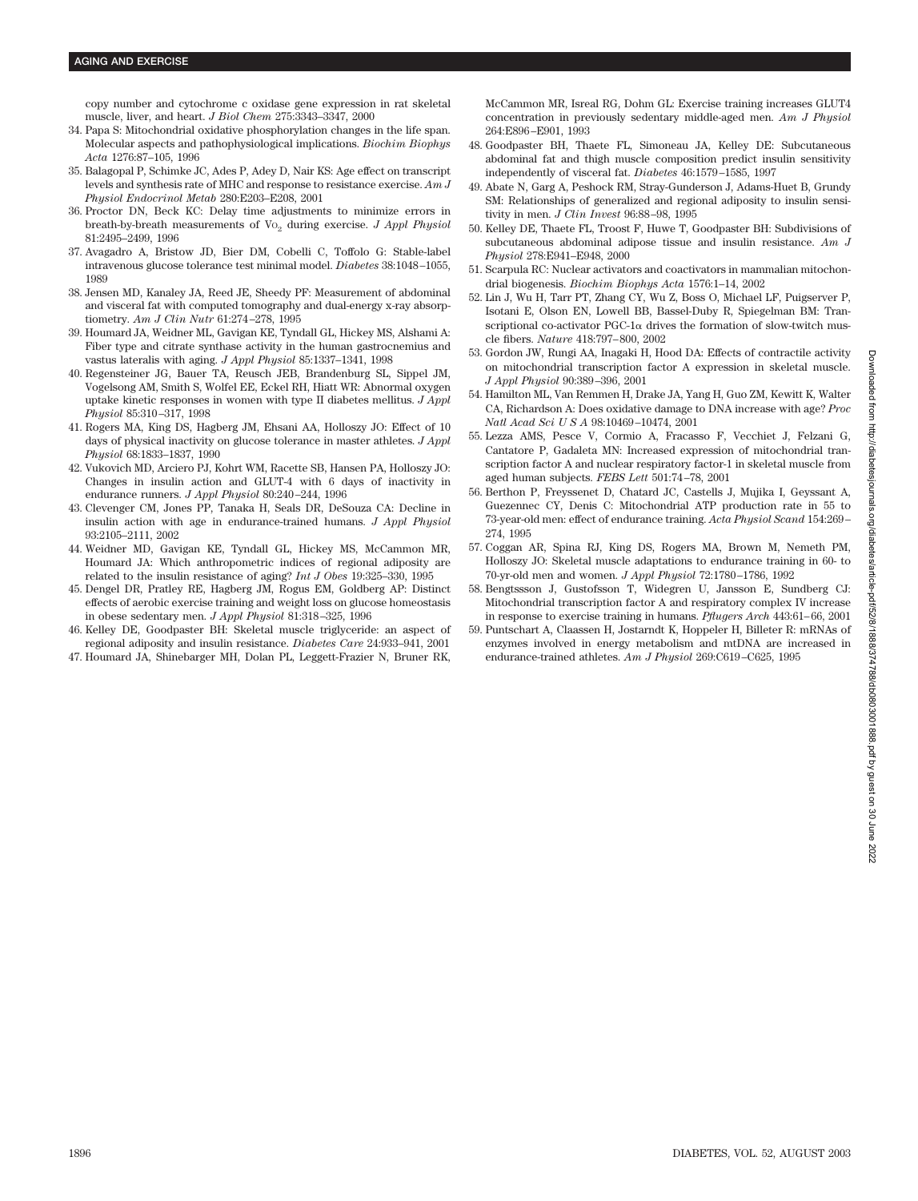copy number and cytochrome c oxidase gene expression in rat skeletal muscle, liver, and heart. *J Biol Chem* 275:3343–3347, 2000

34. Papa S: Mitochondrial oxidative phosphorylation changes in the life span. Molecular aspects and pathophysiological implications. *Biochim Biophys Acta* 1276:87–105, 1996
35. Balagopal P, Schimke JC, Ades P, Adey D, Nair KS: Age effect on transcript levels and synthesis rate of MHC and response to resistance exercise. *Am J Physiol Endocrinol Metab* 280:E203–E208, 2001
36. Proctor DN, Beck KC: Delay time adjustments to minimize errors in breath-by-breath measurements of $V_{O_2}$ during exercise. *J Appl Physiol* 81:2495–2499, 1996
37. Avagadro A, Bristow JD, Bier DM, Cobelli C, Toffolo G: Stable-label intravenous glucose tolerance test minimal model. *Diabetes* 38:1048–1055, 1989
38. Jensen MD, Kanaley JA, Reed JE, Sheedy PF: Measurement of abdominal and visceral fat with computed tomography and dual-energy x-ray absorptiometry. *Am J Clin Nutr* 61:274–278, 1995
39. Houmard JA, Weidner ML, Gavigan KE, Tyndall GL, Hickey MS, Alshami A: Fiber type and citrate synthase activity in the human gastrocnemius and vastus lateralis with aging. *J Appl Physiol* 85:1337–1341, 1998
40. Regensteiner JG, Bauer TA, Reusch JEB, Brandenburg SL, Sippel JM, Vogelsong AM, Smith S, Wolfel EE, Eckel RH, Hiatt WR: Abnormal oxygen uptake kinetic responses in women with type II diabetes mellitus. *J Appl Physiol* 85:310–317, 1998
41. Rogers MA, King DS, Hagberg JM, Ehsani AA, Holloszy JO: Effect of 10 days of physical inactivity on glucose tolerance in master athletes. *J Appl Physiol* 68:1833–1837, 1990
42. Vukovich MD, Arciero PJ, Kohrt WM, Racette SB, Hansen PA, Holloszy JO: Changes in insulin action and GLUT-4 with 6 days of inactivity in endurance runners. *J Appl Physiol* 80:240–244, 1996
43. Clevenger CM, Jones PP, Tanaka H, Seals DR, DeSouza CA: Decline in insulin action with age in endurance-trained humans. *J Appl Physiol* 93:2105–2111, 2002
44. Weidner MD, Gavigan KE, Tyndall GL, Hickey MS, McCammon MR, Houmard JA: Which anthropometric indices of regional adiposity are related to the insulin resistance of aging? *Int J Obes* 19:325–330, 1995
45. Dengel DR, Pratley RE, Hagberg JM, Rogus EM, Goldberg AP: Distinct effects of aerobic exercise training and weight loss on glucose homeostasis in obese sedentary men. *J Appl Physiol* 81:318–325, 1996
46. Kelley DE, Goodpaster BH: Skeletal muscle triglyceride: an aspect of regional adiposity and insulin resistance. *Diabetes Care* 24:933–941, 2001
47. Houmard JA, Shinebarger MH, Dolan PL, Leggett-Frazier N, Bruner RK, McCammon MR, Isreal RG, Dohm GL: Exercise training increases GLUT4 concentration in previously sedentary middle-aged men. *Am J Physiol* 264:E896–E901, 1993
48. Goodpaster BH, Thaete FL, Simoneau JA, Kelley DE: Subcutaneous abdominal fat and thigh muscle composition predict insulin sensitivity independently of visceral fat. *Diabetes* 46:1579–1585, 1997
49. Abate N, Garg A, Peshock RM, Stray-Gunderson J, Adams-Huet B, Grundy SM: Relationships of generalized and regional adiposity to insulin sensitivity in men. *J Clin Invest* 96:88–98, 1995
50. Kelley DE, Thaete FL, Troost F, Huwe T, Goodpaster BH: Subdivisions of subcutaneous abdominal adipose tissue and insulin resistance. *Am J Physiol* 278:E941–E948, 2000
51. Scarpula RC: Nuclear activators and coactivators in mammalian mitochondrial biogenesis. *Biochim Biophys Acta* 1576:1–14, 2002
52. Lin J, Wu H, Tarr PT, Zhang CY, Wu Z, Boss O, Michael LF, Puigserver P, Isotani E, Olson EN, Lowell BB, Bassel-Duby R, Spiegelman BM: Transcriptional co-activator PGC-1α drives the formation of slow-twitch muscle fibers. *Nature* 418:797–800, 2002
53. Gordon JW, Rungi AA, Inagaki H, Hood DA: Effects of contractile activity on mitochondrial transcription factor A expression in skeletal muscle. *J Appl Physiol* 90:389–396, 2001
54. Hamilton ML, Van Remmen H, Drake JA, Yang H, Guo ZM, Kewitt K, Walter CA, Richardson A: Does oxidative damage to DNA increase with age? *Proc Natl Acad Sci U S A* 98:10469–10474, 2001
55. Lezza AMS, Pesce V, Cormio A, Fracasso F, Vecchiet J, Felzani G, Cantatore P, Gadaleta MN: Increased expression of mitochondrial transcription factor A and nuclear respiratory factor-1 in skeletal muscle from aged human subjects. *FEBS Lett* 501:74–78, 2001
56. Berthon P, Freyssenet D, Chatard JC, Castells J, Mujika I, Geyssant A, Guezennec CY, Denis C: Mitochondrial ATP production rate in 55 to 73-year-old men: effect of endurance training. *Acta Physiol Scand* 154:269–274, 1995
57. Coggan AR, Spina RJ, King DS, Rogers MA, Brown M, Nemeth PM, Holloszy JO: Skeletal muscle adaptations to endurance training in 60- to 70-yr-old men and women. *J Appl Physiol* 72:1780–1786, 1992
58. Bengtssson J, Gustofsson T, Widegren U, Jansson E, Sundberg CJ: Mitochondrial transcription factor A and respiratory complex IV increase in response to exercise training in humans. *Pflugers Arch* 443:61–66, 2001
59. Puntschart A, Claassen H, Jostarndt K, Hoppeler H, Billeter R: mRNAs of enzymes involved in energy metabolism and mtDNA are increased in endurance-trained athletes. *Am J Physiol* 269:C619–C625, 1995